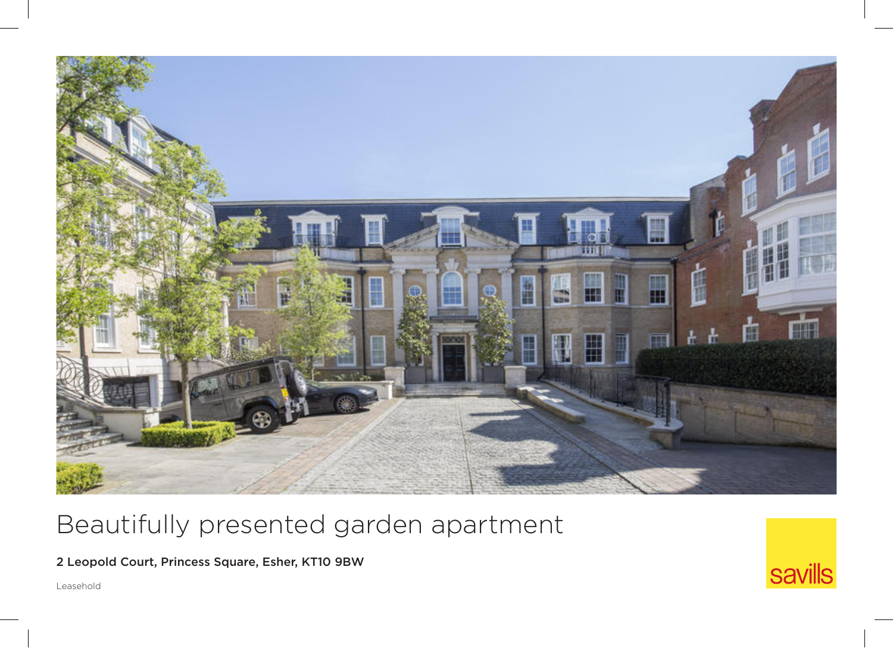# Beautifully presented garden apartment

**2 Leopold Court, Princess Square, Esher, KT10 9BW**

Leasehold

savills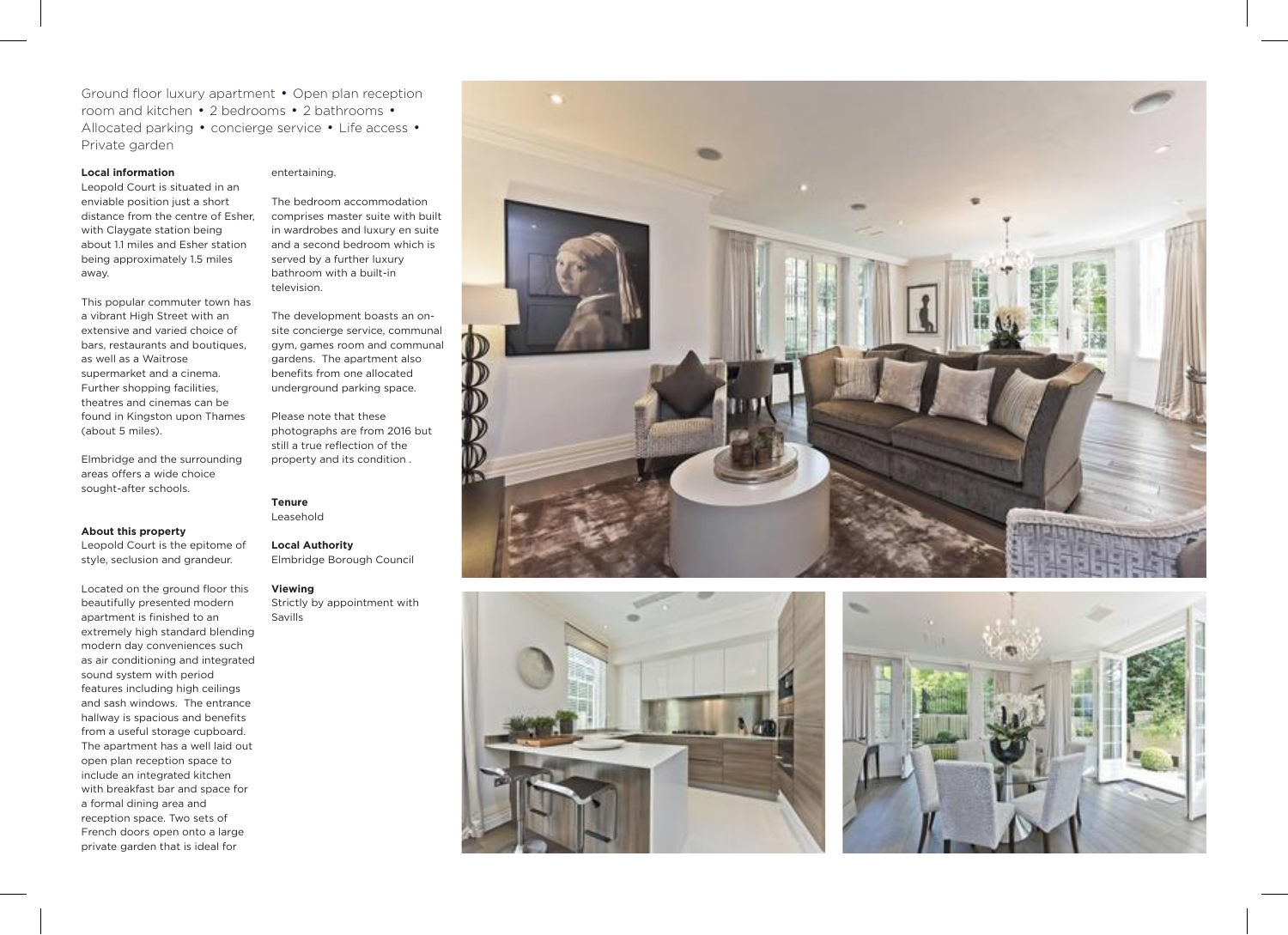Ground floor luxury apartment • Open plan reception room and kitchen • 2 bedrooms • 2 bathrooms • Allocated parking • concierge service • Life access • Private garden

**Local information**

Leopold Court is situated in an enviable position just a short distance from the centre of Esher, with Claygate station being about 1.1 miles and Esher station being approximately 1.5 miles away.

This popular commuter town has a vibrant High Street with an extensive and varied choice of bars, restaurants and boutiques, as well as a Waitrose supermarket and a cinema. Further shopping facilities, theatres and cinemas can be found in Kingston upon Thames (about 5 miles).

Elmbridge and the surrounding areas offers a wide choice sought-after schools.

**About this property**

Leopold Court is the epitome of style, seclusion and grandeur.

Located on the ground floor this beautifully presented modern apartment is finished to an extremely high standard blending modern day conveniences such as air conditioning and integrated sound system with period features including high ceilings and sash windows. The entrance hallway is spacious and benefits from a useful storage cupboard. The apartment has a well laid out open plan reception space to include an integrated kitchen with breakfast bar and space for a formal dining area and reception space. Two sets of French doors open onto a large private garden that is ideal for entertaining.

The bedroom accommodation comprises master suite with built in wardrobes and luxury en suite and a second bedroom which is served by a further luxury bathroom with a built-in television.

The development boasts an on-site concierge service, communal gym, games room and communal gardens. The apartment also benefits from one allocated underground parking space.

Please note that these photographs are from 2016 but still a true reflection of the property and its condition .

**Tenure**

Leasehold

**Local Authority**

Elmbridge Borough Council

**Viewing**

Strictly by appointment with Savills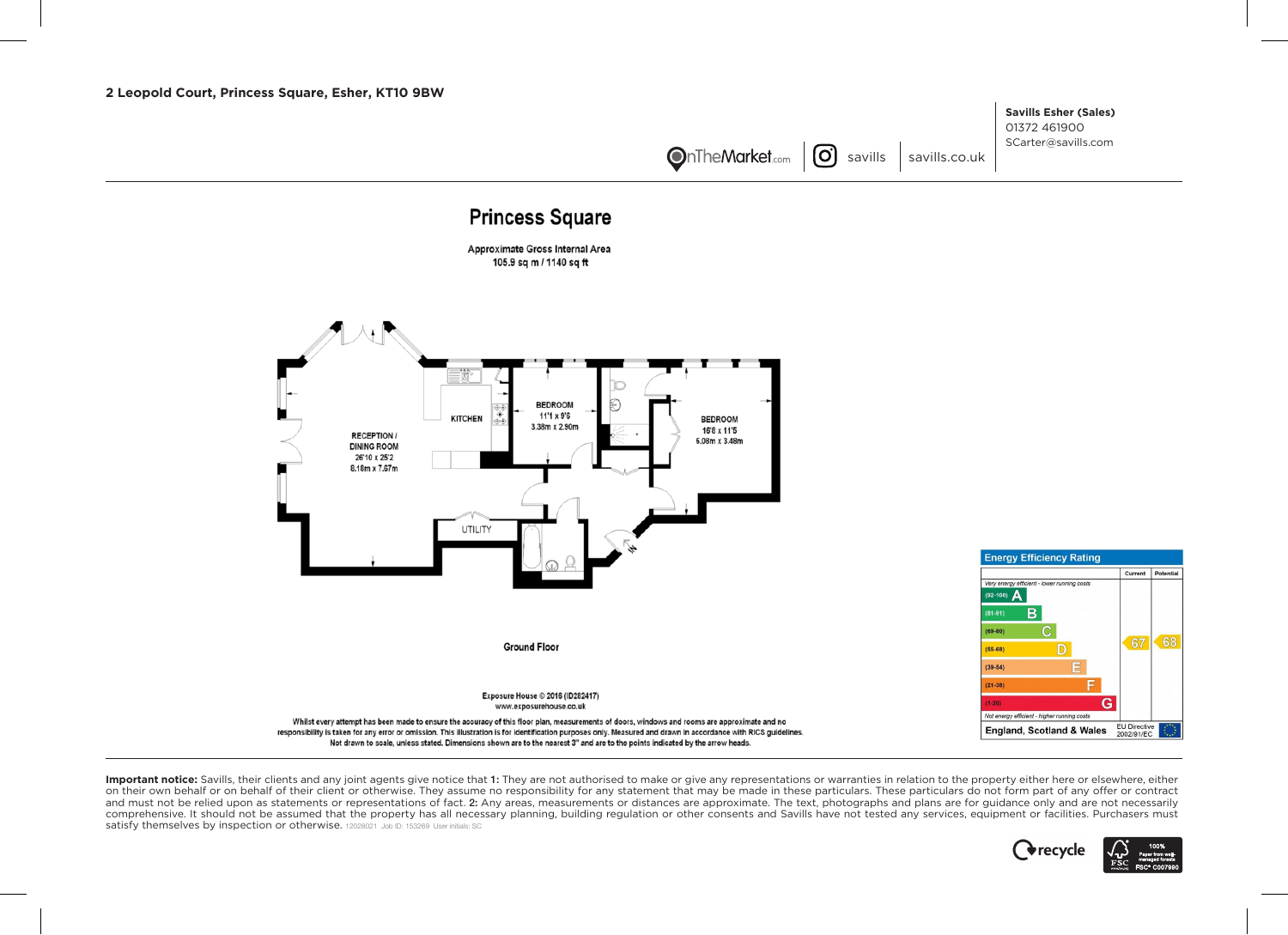**2 Leopold Court, Princess Square, Esher, KT10 9BW**

OnTheMarket.com | savills | savills.co.uk

**Savills Esher (Sales)**
01372 461900
SCarter@savills.com

# Princess Square

Approximate Gross Internal Area
105.9 sq m / 1140 sq ft

KITCHEN

RECEPTION / DINING ROOM
26'10 x 25'2
8.18m x 7.67m

BEDROOM
11'1 x 9'6
3.38m x 2.90m

BEDROOM
16'8 x 11'5
5.08m x 3.48m

UTILITY

Ground Floor

Exposure House © 2016 (ID282417)
www.exposurehouse.co.uk

Whilst every attempt has been made to ensure the accuracy of this floor plan, measurements of doors, windows and rooms are approximate and no responsibility is taken for any error or omission. This illustration is for identification purposes only. Measured and drawn in accordance with RICS guidelines. Not drawn to scale, unless stated. Dimensions shown are to the nearest 3" and are to the points indicated by the arrow heads.

Energy Efficiency Rating

Current | Potential

Very energy efficient - lower running costs
(92-100) A
(81-91) B
(69-80) C
(55-68) D
(39-54) E
(21-38) F
(1-20) G
Not energy efficient - higher running costs

67
68

England, Scotland & Wales
EU Directive 2002/91/EC

**Important notice:** Savills, their clients and any joint agents give notice that **1:** They are not authorised to make or give any representations or warranties in relation to the property either here or elsewhere, either on their own behalf or on behalf of their client or otherwise. They assume no responsibility for any statement that may be made in these particulars. These particulars do not form part of any offer or contract and must not be relied upon as statements or representations of fact. **2:** Any areas, measurements or distances are approximate. The text, photographs and plans are for guidance only and are not necessarily comprehensive. It should not be assumed that the property has all necessary planning, building regulation or other consents and Savills have not tested any services, equipment or facilities. Purchasers must satisfy themselves by inspection or otherwise. 12028021 Job ID: 153269 User initials: SC

recycle

100% Paper from well-managed forests FSC® C007990